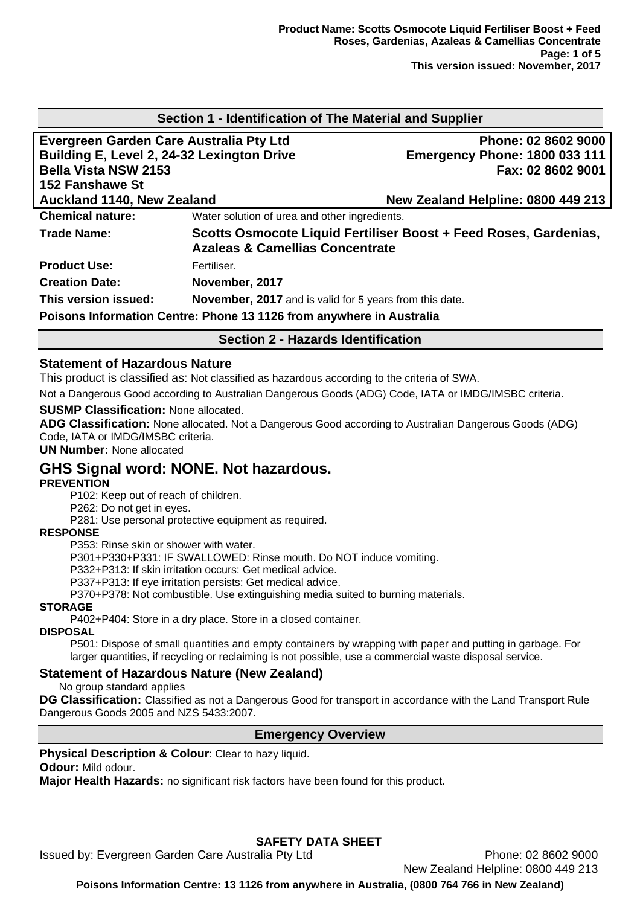## Section 1 - Identification of The Material and Supplier

| | |
|---|---|
| **Evergreen Garden Care Australia Pty Ltd** | **Phone: 02 8602 9000** |
| **Building E, Level 2, 24-32 Lexington Drive** | **Emergency Phone: 1800 033 111** |
| **Bella Vista NSW 2153** | **Fax: 02 8602 9001** |
| **152 Fanshawe St** | |
| **Auckland 1140, New Zealand** | **New Zealand Helpline: 0800 449 213** |

**Chemical nature:** Water solution of urea and other ingredients.

**Trade Name:** **Scotts Osmocote Liquid Fertiliser Boost + Feed Roses, Gardenias, Azaleas & Camellias Concentrate**

**Product Use:** Fertiliser.

**Creation Date:** **November, 2017**

**This version issued:** **November, 2017** and is valid for 5 years from this date.

**Poisons Information Centre: Phone 13 1126 from anywhere in Australia**

## Section 2 - Hazards Identification

### Statement of Hazardous Nature

This product is classified as: Not classified as hazardous according to the criteria of SWA.

Not a Dangerous Good according to Australian Dangerous Goods (ADG) Code, IATA or IMDG/IMSBC criteria.

**SUSMP Classification:** None allocated.

**ADG Classification:** None allocated. Not a Dangerous Good according to Australian Dangerous Goods (ADG) Code, IATA or IMDG/IMSBC criteria.

**UN Number:** None allocated

## GHS Signal word: NONE. Not hazardous.

**PREVENTION**

P102: Keep out of reach of children.
P262: Do not get in eyes.
P281: Use personal protective equipment as required.

**RESPONSE**

P353: Rinse skin or shower with water.
P301+P330+P331: IF SWALLOWED: Rinse mouth. Do NOT induce vomiting.
P332+P313: If skin irritation occurs: Get medical advice.
P337+P313: If eye irritation persists: Get medical advice.
P370+P378: Not combustible. Use extinguishing media suited to burning materials.

**STORAGE**

P402+P404: Store in a dry place. Store in a closed container.

**DISPOSAL**

P501: Dispose of small quantities and empty containers by wrapping with paper and putting in garbage. For larger quantities, if recycling or reclaiming is not possible, use a commercial waste disposal service.

### Statement of Hazardous Nature (New Zealand)

No group standard applies

**DG Classification:** Classified as not a Dangerous Good for transport in accordance with the Land Transport Rule Dangerous Goods 2005 and NZS 5433:2007.

## Emergency Overview

**Physical Description & Colour**: Clear to hazy liquid.

**Odour:** Mild odour.

**Major Health Hazards:** no significant risk factors have been found for this product.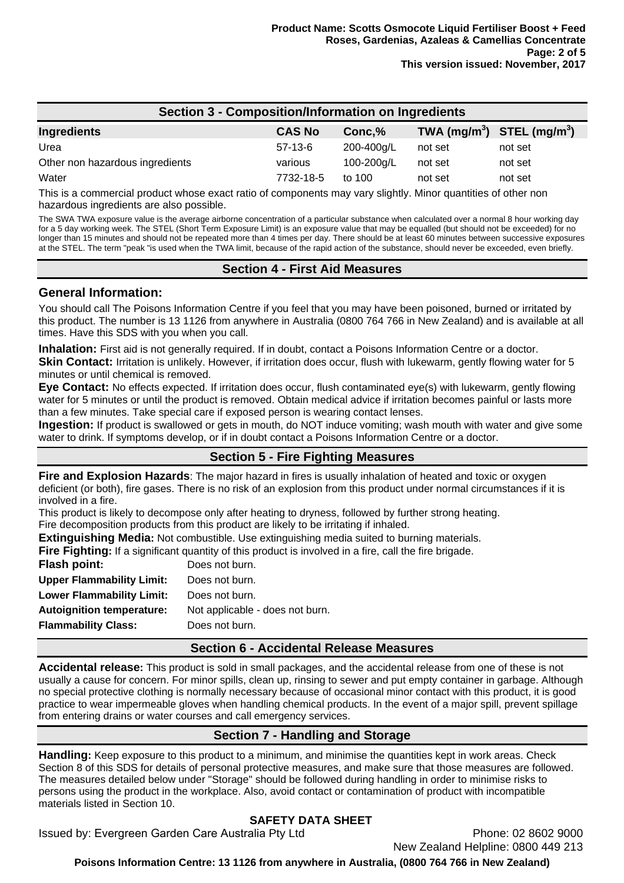## Section 3 - Composition/Information on Ingredients

| Ingredients | CAS No | Conc,% | TWA ($mg/m^3$) | STEL ($mg/m^3$) |
|---|---|---|---|---|
| Urea | 57-13-6 | 200-400g/L | not set | not set |
| Other non hazardous ingredients | various | 100-200g/L | not set | not set |
| Water | 7732-18-5 | to 100 | not set | not set |

This is a commercial product whose exact ratio of components may vary slightly. Minor quantities of other non hazardous ingredients are also possible.

The SWA TWA exposure value is the average airborne concentration of a particular substance when calculated over a normal 8 hour working day for a 5 day working week. The STEL (Short Term Exposure Limit) is an exposure value that may be equalled (but should not be exceeded) for no longer than 15 minutes and should not be repeated more than 4 times per day. There should be at least 60 minutes between successive exposures at the STEL. The term "peak "is used when the TWA limit, because of the rapid action of the substance, should never be exceeded, even briefly.

## Section 4 - First Aid Measures

### General Information:

You should call The Poisons Information Centre if you feel that you may have been poisoned, burned or irritated by this product. The number is 13 1126 from anywhere in Australia (0800 764 766 in New Zealand) and is available at all times. Have this SDS with you when you call.

**Inhalation:** First aid is not generally required. If in doubt, contact a Poisons Information Centre or a doctor.
**Skin Contact:** Irritation is unlikely. However, if irritation does occur, flush with lukewarm, gently flowing water for 5 minutes or until chemical is removed.
**Eye Contact:** No effects expected. If irritation does occur, flush contaminated eye(s) with lukewarm, gently flowing water for 5 minutes or until the product is removed. Obtain medical advice if irritation becomes painful or lasts more than a few minutes. Take special care if exposed person is wearing contact lenses.
**Ingestion:** If product is swallowed or gets in mouth, do NOT induce vomiting; wash mouth with water and give some water to drink. If symptoms develop, or if in doubt contact a Poisons Information Centre or a doctor.

## Section 5 - Fire Fighting Measures

**Fire and Explosion Hazards**: The major hazard in fires is usually inhalation of heated and toxic or oxygen deficient (or both), fire gases. There is no risk of an explosion from this product under normal circumstances if it is involved in a fire.
This product is likely to decompose only after heating to dryness, followed by further strong heating.
Fire decomposition products from this product are likely to be irritating if inhaled.
**Extinguishing Media:** Not combustible. Use extinguishing media suited to burning materials.
**Fire Fighting:** If a significant quantity of this product is involved in a fire, call the fire brigade.

**Flash point:** Does not burn.
**Upper Flammability Limit:** Does not burn.
**Lower Flammability Limit:** Does not burn.
**Autoignition temperature:** Not applicable - does not burn.
**Flammability Class:** Does not burn.

## Section 6 - Accidental Release Measures

**Accidental release:** This product is sold in small packages, and the accidental release from one of these is not usually a cause for concern. For minor spills, clean up, rinsing to sewer and put empty container in garbage. Although no special protective clothing is normally necessary because of occasional minor contact with this product, it is good practice to wear impermeable gloves when handling chemical products. In the event of a major spill, prevent spillage from entering drains or water courses and call emergency services.

## Section 7 - Handling and Storage

**Handling:** Keep exposure to this product to a minimum, and minimise the quantities kept in work areas. Check Section 8 of this SDS for details of personal protective measures, and make sure that those measures are followed. The measures detailed below under "Storage" should be followed during handling in order to minimise risks to persons using the product in the workplace. Also, avoid contact or contamination of product with incompatible materials listed in Section 10.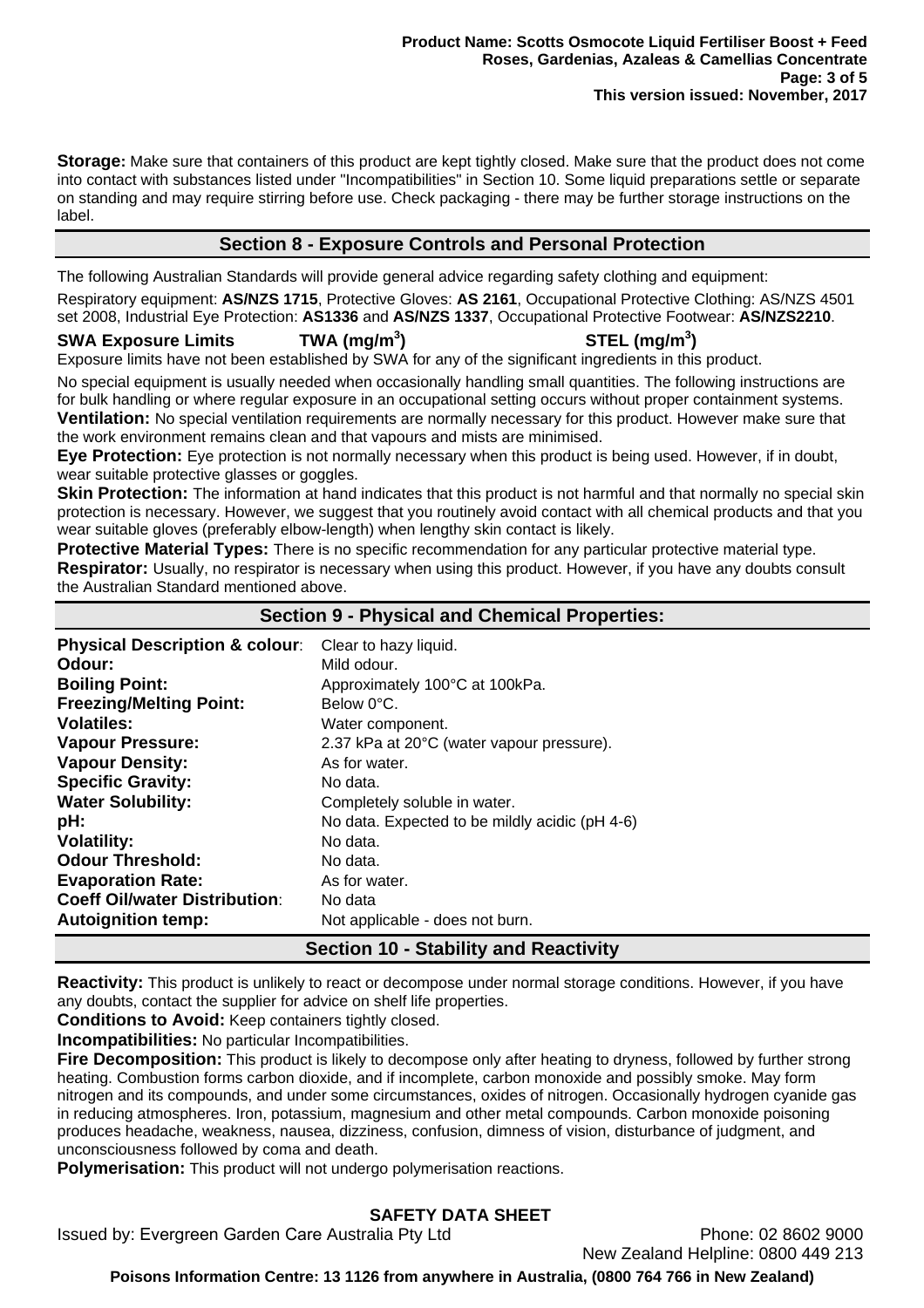**Storage:** Make sure that containers of this product are kept tightly closed. Make sure that the product does not come into contact with substances listed under "Incompatibilities" in Section 10. Some liquid preparations settle or separate on standing and may require stirring before use. Check packaging - there may be further storage instructions on the label.

## Section 8 - Exposure Controls and Personal Protection

The following Australian Standards will provide general advice regarding safety clothing and equipment:

Respiratory equipment: **AS/NZS 1715**, Protective Gloves: **AS 2161**, Occupational Protective Clothing: AS/NZS 4501 set 2008, Industrial Eye Protection: **AS1336** and **AS/NZS 1337**, Occupational Protective Footwear: **AS/NZS2210**.

| SWA Exposure Limits | TWA (mg/m$^3$) | STEL (mg/m$^3$) |
|---|---|---|

Exposure limits have not been established by SWA for any of the significant ingredients in this product.

No special equipment is usually needed when occasionally handling small quantities. The following instructions are for bulk handling or where regular exposure in an occupational setting occurs without proper containment systems.

**Ventilation:** No special ventilation requirements are normally necessary for this product. However make sure that the work environment remains clean and that vapours and mists are minimised.

**Eye Protection:** Eye protection is not normally necessary when this product is being used. However, if in doubt, wear suitable protective glasses or goggles.

**Skin Protection:** The information at hand indicates that this product is not harmful and that normally no special skin protection is necessary. However, we suggest that you routinely avoid contact with all chemical products and that you wear suitable gloves (preferably elbow-length) when lengthy skin contact is likely.

**Protective Material Types:** There is no specific recommendation for any particular protective material type.

**Respirator:** Usually, no respirator is necessary when using this product. However, if you have any doubts consult the Australian Standard mentioned above.

## Section 9 - Physical and Chemical Properties:

| | |
|---|---|
| **Physical Description & colour**: | Clear to hazy liquid. |
| **Odour:** | Mild odour. |
| **Boiling Point:** | Approximately 100°C at 100kPa. |
| **Freezing/Melting Point:** | Below 0°C. |
| **Volatiles:** | Water component. |
| **Vapour Pressure:** | 2.37 kPa at 20°C (water vapour pressure). |
| **Vapour Density:** | As for water. |
| **Specific Gravity:** | No data. |
| **Water Solubility:** | Completely soluble in water. |
| **pH:** | No data. Expected to be mildly acidic (pH 4-6) |
| **Volatility:** | No data. |
| **Odour Threshold:** | No data. |
| **Evaporation Rate:** | As for water. |
| **Coeff Oil/water Distribution**: | No data |
| **Autoignition temp:** | Not applicable - does not burn. |

## Section 10 - Stability and Reactivity

**Reactivity:** This product is unlikely to react or decompose under normal storage conditions. However, if you have any doubts, contact the supplier for advice on shelf life properties.

**Conditions to Avoid:** Keep containers tightly closed.

**Incompatibilities:** No particular Incompatibilities.

**Fire Decomposition:** This product is likely to decompose only after heating to dryness, followed by further strong heating. Combustion forms carbon dioxide, and if incomplete, carbon monoxide and possibly smoke. May form nitrogen and its compounds, and under some circumstances, oxides of nitrogen. Occasionally hydrogen cyanide gas in reducing atmospheres. Iron, potassium, magnesium and other metal compounds. Carbon monoxide poisoning produces headache, weakness, nausea, dizziness, confusion, dimness of vision, disturbance of judgment, and unconsciousness followed by coma and death.

**Polymerisation:** This product will not undergo polymerisation reactions.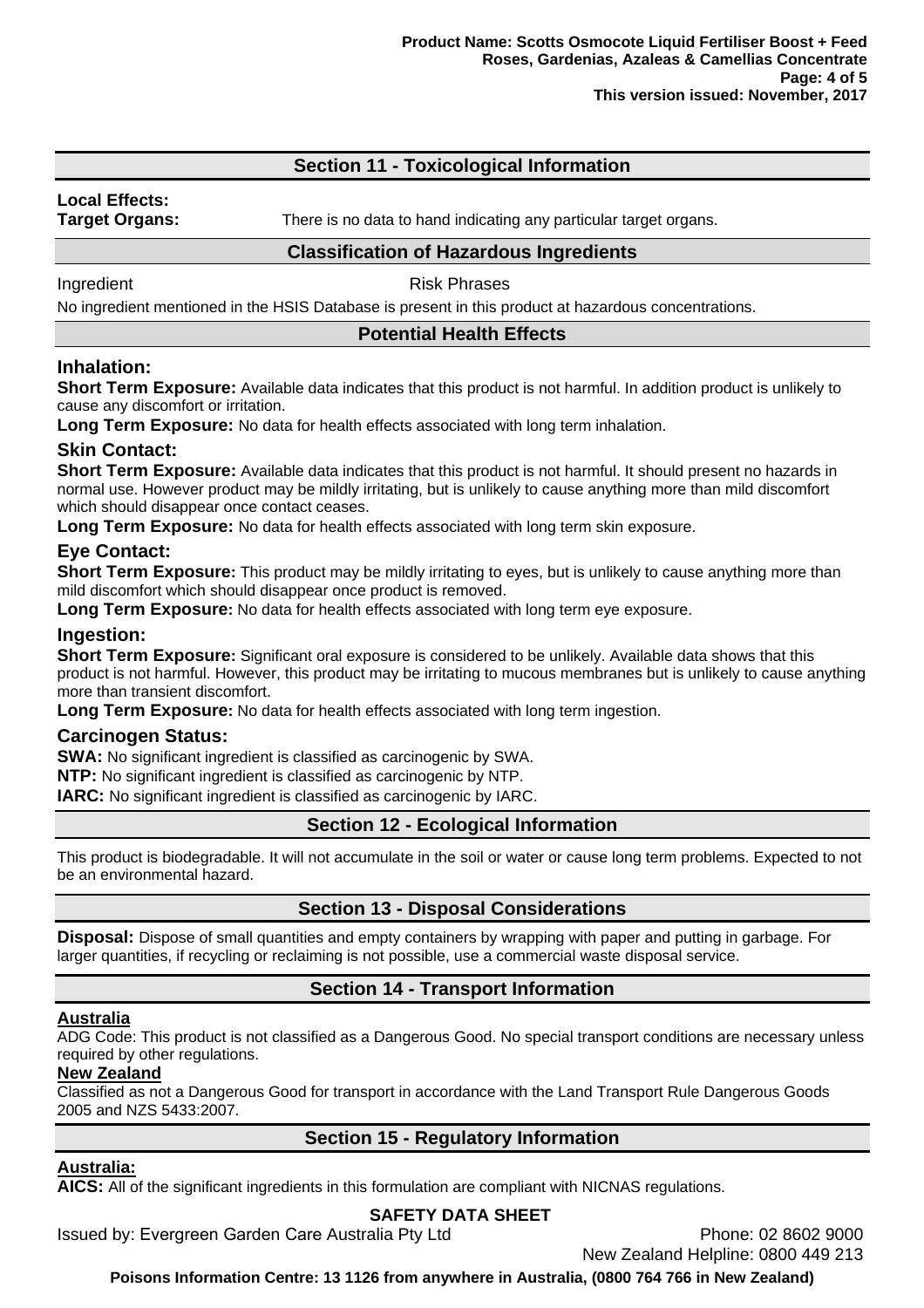## Section 11 - Toxicological Information

**Local Effects:**

**Target Organs:** There is no data to hand indicating any particular target organs.

### Classification of Hazardous Ingredients

| Ingredient | Risk Phrases |
|---|---|

No ingredient mentioned in the HSIS Database is present in this product at hazardous concentrations.

### Potential Health Effects

### Inhalation:

**Short Term Exposure:** Available data indicates that this product is not harmful. In addition product is unlikely to cause any discomfort or irritation.

**Long Term Exposure:** No data for health effects associated with long term inhalation.

### Skin Contact:

**Short Term Exposure:** Available data indicates that this product is not harmful. It should present no hazards in normal use. However product may be mildly irritating, but is unlikely to cause anything more than mild discomfort which should disappear once contact ceases.

**Long Term Exposure:** No data for health effects associated with long term skin exposure.

### Eye Contact:

**Short Term Exposure:** This product may be mildly irritating to eyes, but is unlikely to cause anything more than mild discomfort which should disappear once product is removed.

**Long Term Exposure:** No data for health effects associated with long term eye exposure.

### Ingestion:

**Short Term Exposure:** Significant oral exposure is considered to be unlikely. Available data shows that this product is not harmful. However, this product may be irritating to mucous membranes but is unlikely to cause anything more than transient discomfort.

**Long Term Exposure:** No data for health effects associated with long term ingestion.

### Carcinogen Status:

**SWA:** No significant ingredient is classified as carcinogenic by SWA.

**NTP:** No significant ingredient is classified as carcinogenic by NTP.

**IARC:** No significant ingredient is classified as carcinogenic by IARC.

## Section 12 - Ecological Information

This product is biodegradable. It will not accumulate in the soil or water or cause long term problems. Expected to not be an environmental hazard.

## Section 13 - Disposal Considerations

**Disposal:** Dispose of small quantities and empty containers by wrapping with paper and putting in garbage. For larger quantities, if recycling or reclaiming is not possible, use a commercial waste disposal service.

## Section 14 - Transport Information

**Australia**

ADG Code: This product is not classified as a Dangerous Good. No special transport conditions are necessary unless required by other regulations.

**New Zealand**

Classified as not a Dangerous Good for transport in accordance with the Land Transport Rule Dangerous Goods 2005 and NZS 5433:2007.

## Section 15 - Regulatory Information

**Australia:**

**AICS:** All of the significant ingredients in this formulation are compliant with NICNAS regulations.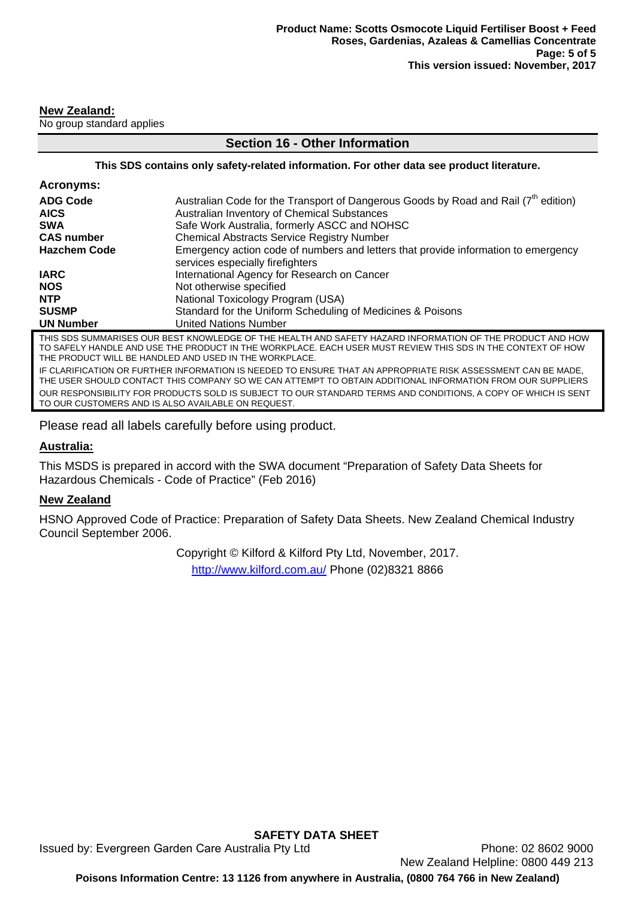**New Zealand:**
No group standard applies

## Section 16 - Other Information

**This SDS contains only safety-related information. For other data see product literature.**

**Acronyms:**

| | |
|---|---|
| **ADG Code** | Australian Code for the Transport of Dangerous Goods by Road and Rail (7th edition) |
| **AICS** | Australian Inventory of Chemical Substances |
| **SWA** | Safe Work Australia, formerly ASCC and NOHSC |
| **CAS number** | Chemical Abstracts Service Registry Number |
| **Hazchem Code** | Emergency action code of numbers and letters that provide information to emergency services especially firefighters |
| **IARC** | International Agency for Research on Cancer |
| **NOS** | Not otherwise specified |
| **NTP** | National Toxicology Program (USA) |
| **SUSMP** | Standard for the Uniform Scheduling of Medicines & Poisons |
| **UN Number** | United Nations Number |

THIS SDS SUMMARISES OUR BEST KNOWLEDGE OF THE HEALTH AND SAFETY HAZARD INFORMATION OF THE PRODUCT AND HOW TO SAFELY HANDLE AND USE THE PRODUCT IN THE WORKPLACE. EACH USER MUST REVIEW THIS SDS IN THE CONTEXT OF HOW THE PRODUCT WILL BE HANDLED AND USED IN THE WORKPLACE.

IF CLARIFICATION OR FURTHER INFORMATION IS NEEDED TO ENSURE THAT AN APPROPRIATE RISK ASSESSMENT CAN BE MADE, THE USER SHOULD CONTACT THIS COMPANY SO WE CAN ATTEMPT TO OBTAIN ADDITIONAL INFORMATION FROM OUR SUPPLIERS

OUR RESPONSIBILITY FOR PRODUCTS SOLD IS SUBJECT TO OUR STANDARD TERMS AND CONDITIONS, A COPY OF WHICH IS SENT TO OUR CUSTOMERS AND IS ALSO AVAILABLE ON REQUEST.

Please read all labels carefully before using product.

**Australia:**

This MSDS is prepared in accord with the SWA document "Preparation of Safety Data Sheets for Hazardous Chemicals - Code of Practice" (Feb 2016)

**New Zealand**

HSNO Approved Code of Practice: Preparation of Safety Data Sheets. New Zealand Chemical Industry Council September 2006.

Copyright © Kilford & Kilford Pty Ltd, November, 2017.
http://www.kilford.com.au/ Phone (02)8321 8866